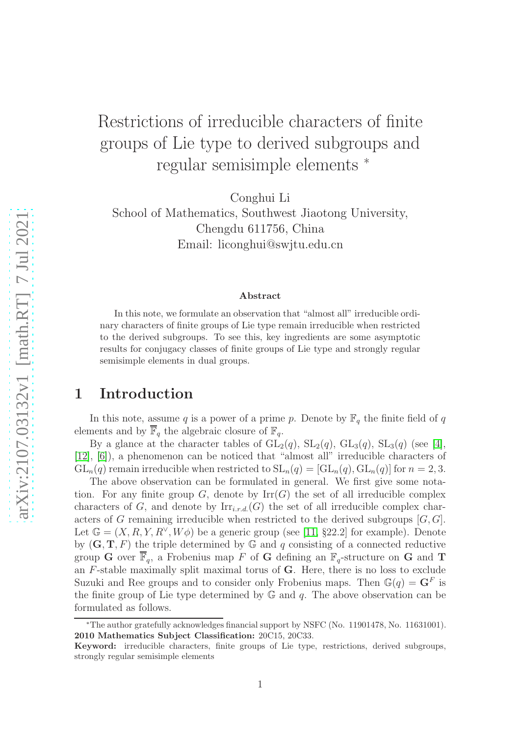# Restrictions of irreducible characters of finite groups of Lie type to derived subgroups and regular semisimple elements *

Conghui Li

School of Mathematics, Southwest Jiaotong University,
Chengdu 611756, China
Email: liconghui@swjtu.edu.cn

### Abstract

In this note, we formulate an observation that "almost all" irreducible ordinary characters of finite groups of Lie type remain irreducible when restricted to the derived subgroups. To see this, key ingredients are some asymptotic results for conjugacy classes of finite groups of Lie type and strongly regular semisimple elements in dual groups.

## 1 Introduction

In this note, assume $q$ is a power of a prime $p$. Denote by $\mathbb{F}_q$ the finite field of $q$ elements and by $\overline{\mathbb{F}}_q$ the algebraic closure of $\mathbb{F}_q$.

By a glance at the character tables of $\mathrm{GL}_2(q)$, $\mathrm{SL}_2(q)$, $\mathrm{GL}_3(q)$, $\mathrm{SL}_3(q)$ (see [4], [12], [6]), a phenomenon can be noticed that "almost all" irreducible characters of $\mathrm{GL}_n(q)$ remain irreducible when restricted to $\mathrm{SL}_n(q) = [\mathrm{GL}_n(q), \mathrm{GL}_n(q)]$ for $n = 2, 3$.

The above observation can be formulated in general. We first give some notation. For any finite group $G$, denote by $\mathrm{Irr}(G)$ the set of all irreducible complex characters of $G$, and denote by $\mathrm{Irr}_{i.r.d.}(G)$ the set of all irreducible complex characters of $G$ remaining irreducible when restricted to the derived subgroups $[G, G]$. Let $\mathbb{G} = (X, R, Y, R^\vee, W\phi)$ be a generic group (see [11, §22.2] for example). Denote by $(\mathbf{G}, \mathbf{T}, F)$ the triple determined by $\mathbb{G}$ and $q$ consisting of a connected reductive group $\mathbf{G}$ over $\overline{\mathbb{F}}_q$, a Frobenius map $F$ of $\mathbf{G}$ defining an $\mathbb{F}_q$-structure on $\mathbf{G}$ and $\mathbf{T}$ an $F$-stable maximally split maximal torus of $\mathbf{G}$. Here, there is no loss to exclude Suzuki and Ree groups and to consider only Frobenius maps. Then $\mathbb{G}(q) = \mathbf{G}^F$ is the finite group of Lie type determined by $\mathbb{G}$ and $q$. The above observation can be formulated as follows.

---

*The author gratefully acknowledges financial support by NSFC (No. 11901478, No. 11631001).
**2010 Mathematics Subject Classification:** 20C15, 20C33.
**Keyword:** irreducible characters, finite groups of Lie type, restrictions, derived subgroups, strongly regular semisimple elements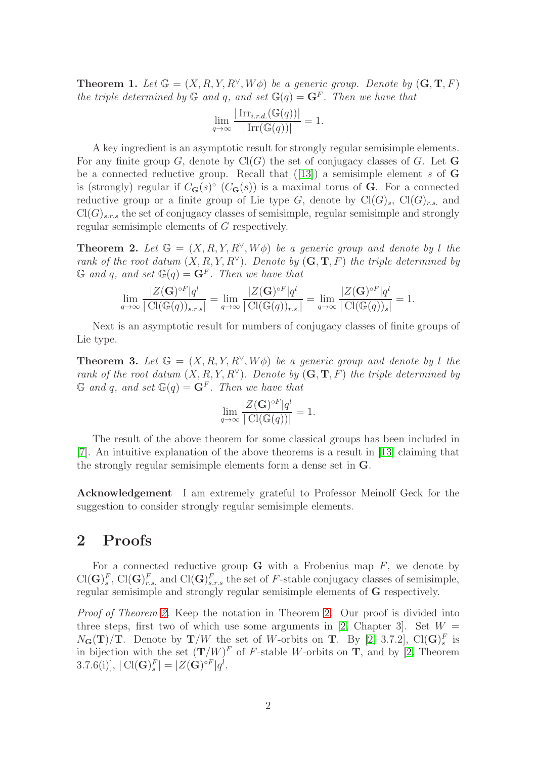**Theorem 1.** *Let $\mathbb{G} = (X, R, Y, R^\vee, W\phi)$ be a generic group. Denote by $(\mathbf{G}, \mathbf{T}, F)$ the triple determined by $\mathbb{G}$ and $q$, and set $\mathbb{G}(q) = \mathbf{G}^F$. Then we have that*

$$\lim_{q\to\infty} \frac{|\operatorname{Irr}_{i.r.d.}(\mathbb{G}(q))|}{|\operatorname{Irr}(\mathbb{G}(q))|} = 1.$$

A key ingredient is an asymptotic result for strongly regular semisimple elements. For any finite group $G$, denote by $\operatorname{Cl}(G)$ the set of conjugacy classes of $G$. Let $\mathbf{G}$ be a connected reductive group. Recall that ([13]) a semisimple element $s$ of $\mathbf{G}$ is (strongly) regular if $C_{\mathbf{G}}(s)^\circ$ ($C_{\mathbf{G}}(s)$) is a maximal torus of $\mathbf{G}$. For a connected reductive group or a finite group of Lie type $G$, denote by $\operatorname{Cl}(G)_s$, $\operatorname{Cl}(G)_{r.s.}$ and $\operatorname{Cl}(G)_{s.r.s}$ the set of conjugacy classes of semisimple, regular semisimple and strongly regular semisimple elements of $G$ respectively.

**Theorem 2.** *Let $\mathbb{G} = (X, R, Y, R^\vee, W\phi)$ be a generic group and denote by $l$ the rank of the root datum $(X, R, Y, R^\vee)$. Denote by $(\mathbf{G}, \mathbf{T}, F)$ the triple determined by $\mathbb{G}$ and $q$, and set $\mathbb{G}(q) = \mathbf{G}^F$. Then we have that*

$$\lim_{q\to\infty} \frac{|Z(\mathbf{G})^{\circ F}|q^l}{|\operatorname{Cl}(\mathbb{G}(q))_{s.r.s}|} = \lim_{q\to\infty} \frac{|Z(\mathbf{G})^{\circ F}|q^l}{|\operatorname{Cl}(\mathbb{G}(q))_{r.s.}|} = \lim_{q\to\infty} \frac{|Z(\mathbf{G})^{\circ F}|q^l}{|\operatorname{Cl}(\mathbb{G}(q))_s|} = 1.$$

Next is an asymptotic result for numbers of conjugacy classes of finite groups of Lie type.

**Theorem 3.** *Let $\mathbb{G} = (X, R, Y, R^\vee, W\phi)$ be a generic group and denote by $l$ the rank of the root datum $(X, R, Y, R^\vee)$. Denote by $(\mathbf{G}, \mathbf{T}, F)$ the triple determined by $\mathbb{G}$ and $q$, and set $\mathbb{G}(q) = \mathbf{G}^F$. Then we have that*

$$\lim_{q\to\infty} \frac{|Z(\mathbf{G})^{\circ F}|q^l}{|\operatorname{Cl}(\mathbb{G}(q))|} = 1.$$

The result of the above theorem for some classical groups has been included in [7]. An intuitive explanation of the above theorems is a result in [13] claiming that the strongly regular semisimple elements form a dense set in $\mathbf{G}$.

**Acknowledgement** I am extremely grateful to Professor Meinolf Geck for the suggestion to consider strongly regular semisimple elements.

## 2 Proofs

For a connected reductive group $\mathbf{G}$ with a Frobenius map $F$, we denote by $\operatorname{Cl}(\mathbf{G})_s^F$, $\operatorname{Cl}(\mathbf{G})_{r.s.}^F$ and $\operatorname{Cl}(\mathbf{G})_{s.r.s}^F$ the set of $F$-stable conjugacy classes of semisimple, regular semisimple and strongly regular semisimple elements of $\mathbf{G}$ respectively.

*Proof of Theorem 2.* Keep the notation in Theorem 2. Our proof is divided into three steps, first two of which use some arguments in [2, Chapter 3]. Set $W = N_{\mathbf{G}}(\mathbf{T})/\mathbf{T}$. Denote by $\mathbf{T}/W$ the set of $W$-orbits on $\mathbf{T}$. By [2, 3.7.2], $\operatorname{Cl}(\mathbf{G})_s^F$ is in bijection with the set $(\mathbf{T}/W)^F$ of $F$-stable $W$-orbits on $\mathbf{T}$, and by [2, Theorem 3.7.6(i)], $|\operatorname{Cl}(\mathbf{G})_s^F| = |Z(\mathbf{G})^{\circ F}|q^l$.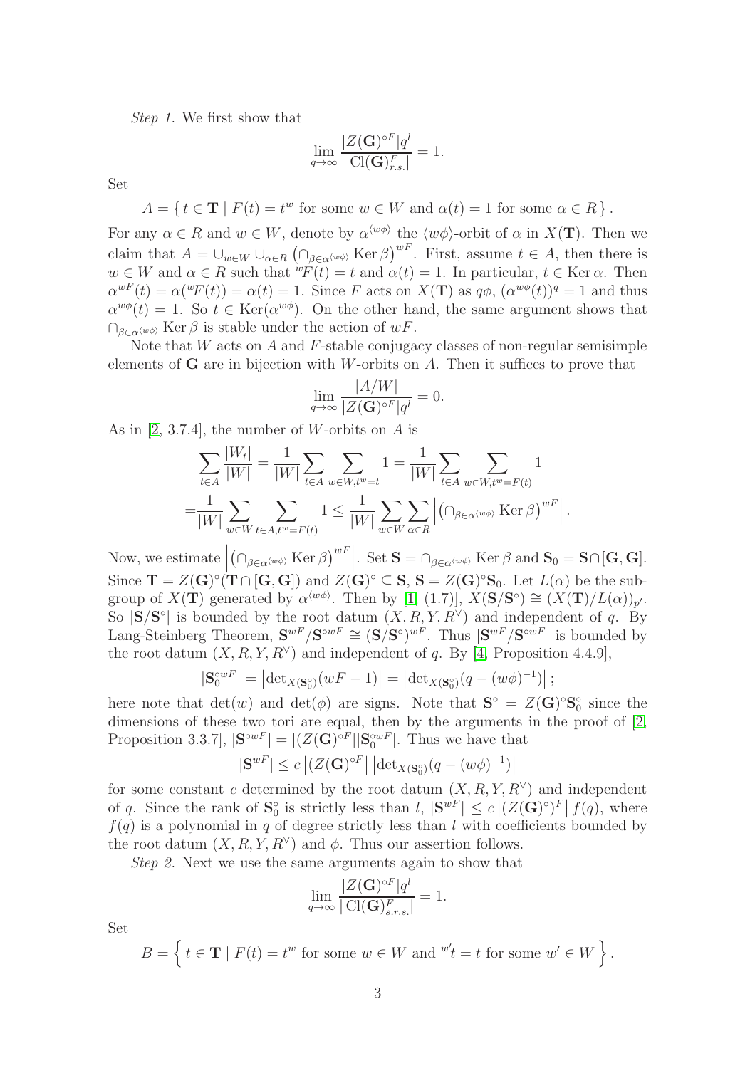*Step 1.* We first show that

$$\lim_{q\to\infty} \frac{|Z(\mathbf{G})^{\circ F}|q^l}{|\operatorname{Cl}(\mathbf{G})^F_{r.s.}|} = 1.$$

Set

$$A = \{ t \in \mathbf{T} \mid F(t) = t^w \text{ for some } w \in W \text{ and } \alpha(t) = 1 \text{ for some } \alpha \in R \}.$$

For any $\alpha \in R$ and $w \in W$, denote by $\alpha^{\langle w\phi\rangle}$ the $\langle w\phi\rangle$-orbit of $\alpha$ in $X(\mathbf{T})$. Then we claim that $A = \cup_{w\in W} \cup_{\alpha\in R} \left(\cap_{\beta\in\alpha^{\langle w\phi\rangle}} \operatorname{Ker}\beta\right)^{wF}$. First, assume $t \in A$, then there is $w \in W$ and $\alpha \in R$ such that ${}^wF(t) = t$ and $\alpha(t) = 1$. In particular, $t \in \operatorname{Ker}\alpha$. Then $\alpha^{wF}(t) = \alpha({}^wF(t)) = \alpha(t) = 1$. Since $F$ acts on $X(\mathbf{T})$ as $q\phi$, $(\alpha^{w\phi}(t))^q = 1$ and thus $\alpha^{w\phi}(t) = 1$. So $t \in \operatorname{Ker}(\alpha^{w\phi})$. On the other hand, the same argument shows that $\cap_{\beta\in\alpha^{\langle w\phi\rangle}} \operatorname{Ker}\beta$ is stable under the action of $wF$.

Note that $W$ acts on $A$ and $F$-stable conjugacy classes of non-regular semisimple elements of $\mathbf{G}$ are in bijection with $W$-orbits on $A$. Then it suffices to prove that

$$\lim_{q\to\infty} \frac{|A/W|}{|Z(\mathbf{G})^{\circ F}|q^l} = 0.$$

As in [2, 3.7.4], the number of $W$-orbits on $A$ is

$$\begin{aligned}
&\sum_{t\in A} \frac{|W_t|}{|W|} = \frac{1}{|W|}\sum_{t\in A}\sum_{w\in W, t^w = t} 1 = \frac{1}{|W|}\sum_{t\in A}\sum_{w\in W, t^w = F(t)} 1 \\
=&\frac{1}{|W|}\sum_{w\in W}\sum_{t\in A, t^w=F(t)} 1 \le \frac{1}{|W|}\sum_{w\in W}\sum_{\alpha\in R}\left|\left(\cap_{\beta\in\alpha^{\langle w\phi\rangle}} \operatorname{Ker}\beta\right)^{wF}\right|.
\end{aligned}$$

Now, we estimate $\left|\left(\cap_{\beta\in\alpha^{\langle w\phi\rangle}} \operatorname{Ker}\beta\right)^{wF}\right|$. Set $\mathbf{S} = \cap_{\beta\in\alpha^{\langle w\phi\rangle}} \operatorname{Ker}\beta$ and $\mathbf{S}_0 = \mathbf{S}\cap[\mathbf{G},\mathbf{G}]$. Since $\mathbf{T} = Z(\mathbf{G})^\circ(\mathbf{T}\cap[\mathbf{G},\mathbf{G}])$ and $Z(\mathbf{G})^\circ \subseteq \mathbf{S}$, $\mathbf{S} = Z(\mathbf{G})^\circ\mathbf{S}_0$. Let $L(\alpha)$ be the subgroup of $X(\mathbf{T})$ generated by $\alpha^{\langle w\phi\rangle}$. Then by [1, (1.7)], $X(\mathbf{S}/\mathbf{S}^\circ) \cong (X(\mathbf{T})/L(\alpha))_{p'}$. So $|\mathbf{S}/\mathbf{S}^\circ|$ is bounded by the root datum $(X, R, Y, R^\vee)$ and independent of $q$. By Lang-Steinberg Theorem, $\mathbf{S}^{wF}/\mathbf{S}^{\circ wF} \cong (\mathbf{S}/\mathbf{S}^\circ)^{wF}$. Thus $|\mathbf{S}^{wF}/\mathbf{S}^{\circ wF}|$ is bounded by the root datum $(X, R, Y, R^\vee)$ and independent of $q$. By [4, Proposition 4.4.9],

$$|\mathbf{S}_0^{\circ wF}| = \left|\det\nolimits_{X(\mathbf{S}_0^\circ)}(wF - 1)\right| = \left|\det\nolimits_{X(\mathbf{S}_0^\circ)}(q - (w\phi)^{-1})\right|;$$

here note that $\det(w)$ and $\det(\phi)$ are signs. Note that $\mathbf{S}^\circ = Z(\mathbf{G})^\circ\mathbf{S}_0^\circ$ since the dimensions of these two tori are equal, then by the arguments in the proof of [2, Proposition 3.3.7], $|\mathbf{S}^{\circ wF}| = |(Z(\mathbf{G})^{\circ F}||\mathbf{S}_0^{\circ wF}|$. Thus we have that

$$|\mathbf{S}^{wF}| \le c\left|(Z(\mathbf{G})^{\circ F}\right|\left|\det\nolimits_{X(\mathbf{S}_0^\circ)}(q - (w\phi)^{-1})\right|$$

for some constant $c$ determined by the root datum $(X, R, Y, R^\vee)$ and independent of $q$. Since the rank of $\mathbf{S}_0^\circ$ is strictly less than $l$, $|\mathbf{S}^{wF}| \le c\left|(Z(\mathbf{G})^\circ)^F\right| f(q)$, where $f(q)$ is a polynomial in $q$ of degree strictly less than $l$ with coefficients bounded by the root datum $(X, R, Y, R^\vee)$ and $\phi$. Thus our assertion follows.

*Step 2.* Next we use the same arguments again to show that

$$\lim_{q\to\infty} \frac{|Z(\mathbf{G})^{\circ F}|q^l}{|\operatorname{Cl}(\mathbf{G})^F_{s.r.s.}|} = 1.$$

Set

$$B = \left\{ t \in \mathbf{T} \mid F(t) = t^w \text{ for some } w \in W \text{ and } {}^{w'}t = t \text{ for some } w' \in W \right\}.$$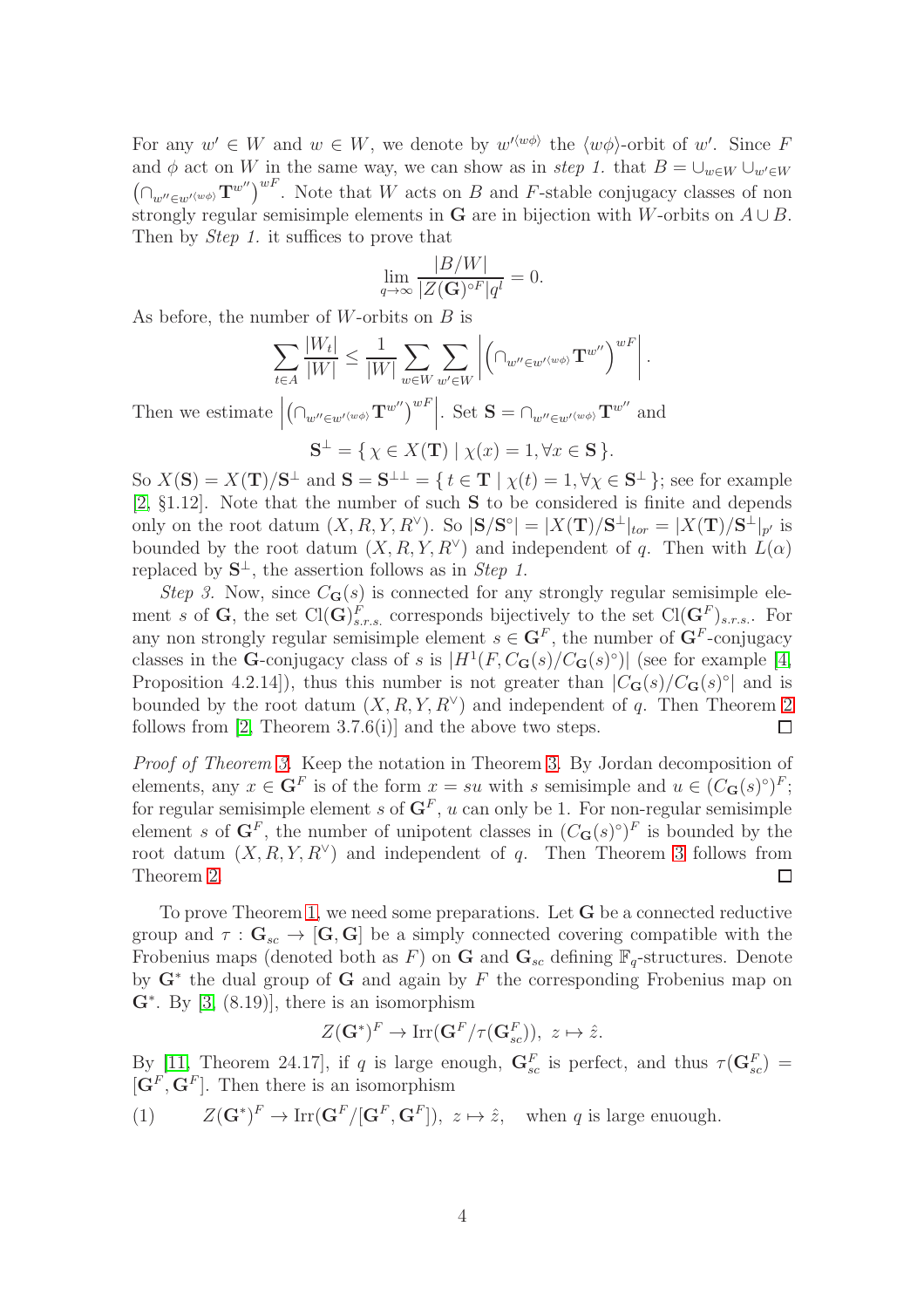For any $w' \in W$ and $w \in W$, we denote by $w'^{\langle w\phi\rangle}$ the $\langle w\phi\rangle$-orbit of $w'$. Since $F$ and $\phi$ act on $W$ in the same way, we can show as in *step 1.* that $B = \cup_{w\in W} \cup_{w'\in W} \left(\cap_{w''\in w'^{\langle w\phi\rangle}} \mathbf{T}^{w''}\right)^{wF}$. Note that $W$ acts on $B$ and $F$-stable conjugacy classes of non strongly regular semisimple elements in $\mathbf{G}$ are in bijection with $W$-orbits on $A \cup B$. Then by *Step 1.* it suffices to prove that

$$\lim_{q\to\infty} \frac{|B/W|}{|Z(\mathbf{G})^{\circ F}|q^l} = 0.$$

As before, the number of $W$-orbits on $B$ is

$$\sum_{t\in A} \frac{|W_t|}{|W|} \leq \frac{1}{|W|} \sum_{w\in W} \sum_{w'\in W} \left| \left(\cap_{w''\in w'^{\langle w\phi\rangle}} \mathbf{T}^{w''}\right)^{wF} \right|.$$

Then we estimate $\left| \left(\cap_{w''\in w'^{\langle w\phi\rangle}} \mathbf{T}^{w''}\right)^{wF} \right|$. Set $\mathbf{S} = \cap_{w''\in w'^{\langle w\phi\rangle}} \mathbf{T}^{w''}$ and

$$\mathbf{S}^{\perp} = \{\, \chi \in X(\mathbf{T}) \mid \chi(x) = 1, \forall x \in \mathbf{S} \,\}.$$

So $X(\mathbf{S}) = X(\mathbf{T})/\mathbf{S}^{\perp}$ and $\mathbf{S} = \mathbf{S}^{\perp\perp} = \{\, t \in \mathbf{T} \mid \chi(t) = 1, \forall \chi \in \mathbf{S}^{\perp} \,\}$; see for example [2, §1.12]. Note that the number of such $\mathbf{S}$ to be considered is finite and depends only on the root datum $(X, R, Y, R^{\vee})$. So $|\mathbf{S}/\mathbf{S}^{\circ}| = |X(\mathbf{T})/\mathbf{S}^{\perp}|_{tor} = |X(\mathbf{T})/\mathbf{S}^{\perp}|_{p'}$ is bounded by the root datum $(X, R, Y, R^{\vee})$ and independent of $q$. Then with $L(\alpha)$ replaced by $\mathbf{S}^{\perp}$, the assertion follows as in *Step 1.*

*Step 3.* Now, since $C_{\mathbf{G}}(s)$ is connected for any strongly regular semisimple element $s$ of $\mathbf{G}$, the set $\mathrm{Cl}(\mathbf{G})^F_{s.r.s.}$ corresponds bijectively to the set $\mathrm{Cl}(\mathbf{G}^F)_{s.r.s.}$. For any non strongly regular semisimple element $s \in \mathbf{G}^F$, the number of $\mathbf{G}^F$-conjugacy classes in the $\mathbf{G}$-conjugacy class of $s$ is $|H^1(F, C_{\mathbf{G}}(s)/C_{\mathbf{G}}(s)^{\circ})|$ (see for example [4, Proposition 4.2.14]), thus this number is not greater than $|C_{\mathbf{G}}(s)/C_{\mathbf{G}}(s)^{\circ}|$ and is bounded by the root datum $(X, R, Y, R^{\vee})$ and independent of $q$. Then Theorem 2 follows from [2, Theorem 3.7.6(i)] and the above two steps. ◻

*Proof of Theorem 3.* Keep the notation in Theorem 3. By Jordan decomposition of elements, any $x \in \mathbf{G}^F$ is of the form $x = su$ with $s$ semisimple and $u \in (C_{\mathbf{G}}(s)^{\circ})^F$; for regular semisimple element $s$ of $\mathbf{G}^F$, $u$ can only be 1. For non-regular semisimple element $s$ of $\mathbf{G}^F$, the number of unipotent classes in $(C_{\mathbf{G}}(s)^{\circ})^F$ is bounded by the root datum $(X, R, Y, R^{\vee})$ and independent of $q$. Then Theorem 3 follows from Theorem 2. ◻

To prove Theorem 1, we need some preparations. Let $\mathbf{G}$ be a connected reductive group and $\tau : \mathbf{G}_{sc} \to [\mathbf{G}, \mathbf{G}]$ be a simply connected covering compatible with the Frobenius maps (denoted both as $F$) on $\mathbf{G}$ and $\mathbf{G}_{sc}$ defining $\mathbb{F}_q$-structures. Denote by $\mathbf{G}^*$ the dual group of $\mathbf{G}$ and again by $F$ the corresponding Frobenius map on $\mathbf{G}^*$. By [3, (8.19)], there is an isomorphism

$$Z(\mathbf{G}^*)^F \to \mathrm{Irr}(\mathbf{G}^F/\tau(\mathbf{G}^F_{sc})),\ z \mapsto \hat{z}.$$

By [11, Theorem 24.17], if $q$ is large enough, $\mathbf{G}^F_{sc}$ is perfect, and thus $\tau(\mathbf{G}^F_{sc}) = [\mathbf{G}^F, \mathbf{G}^F]$. Then there is an isomorphism

$$(1) \qquad Z(\mathbf{G}^*)^F \to \mathrm{Irr}(\mathbf{G}^F/[\mathbf{G}^F, \mathbf{G}^F]),\ z \mapsto \hat{z}, \quad \text{when } q \text{ is large enuough.}$$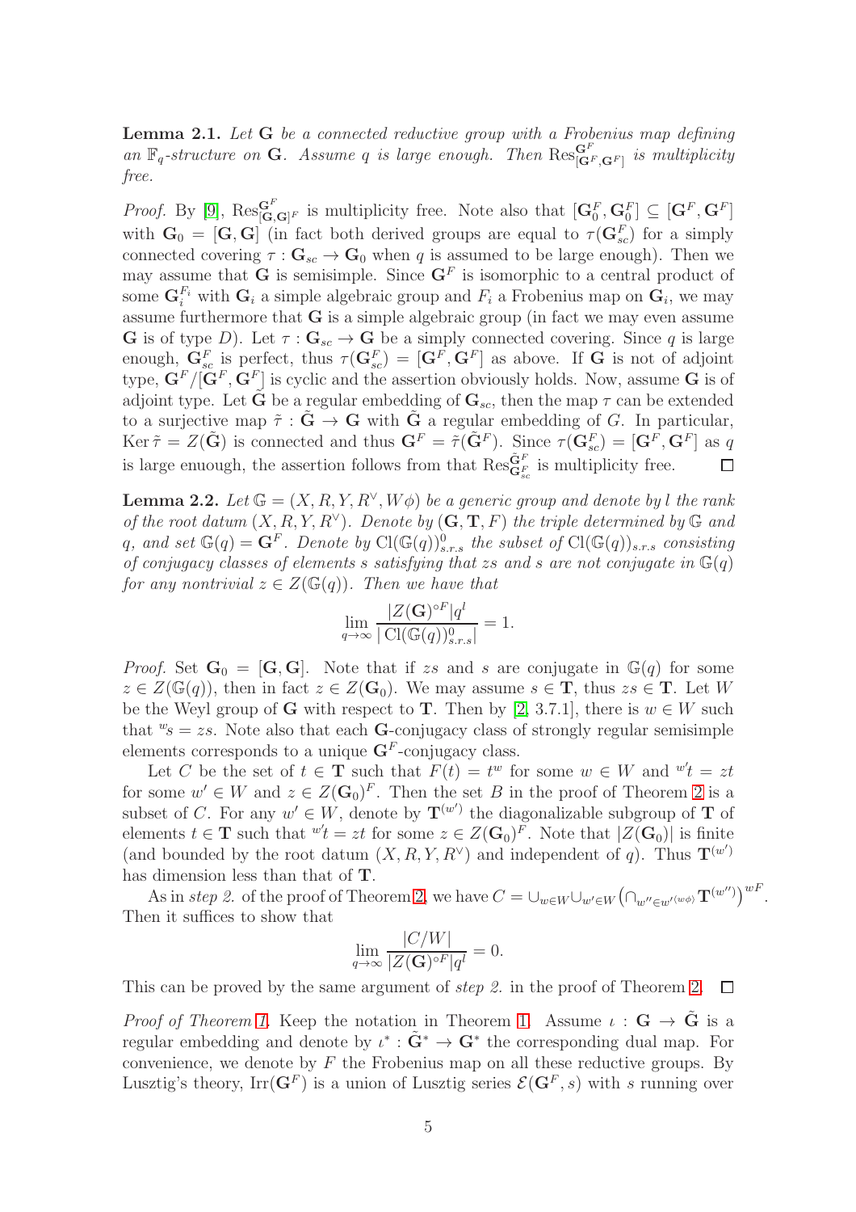**Lemma 2.1.** *Let* $\mathbf{G}$ *be a connected reductive group with a Frobenius map defining an* $\mathbb{F}_q$*-structure on* $\mathbf{G}$*. Assume* $q$ *is large enough. Then* $\mathrm{Res}^{\mathbf{G}^F}_{[\mathbf{G}^F,\mathbf{G}^F]}$ *is multiplicity free.*

*Proof.* By [9], $\mathrm{Res}^{\mathbf{G}^F}_{[\mathbf{G},\mathbf{G}]^F}$ is multiplicity free. Note also that $[\mathbf{G}_0^F, \mathbf{G}_0^F] \subseteq [\mathbf{G}^F, \mathbf{G}^F]$ with $\mathbf{G}_0 = [\mathbf{G}, \mathbf{G}]$ (in fact both derived groups are equal to $\tau(\mathbf{G}_{sc}^F)$ for a simply connected covering $\tau : \mathbf{G}_{sc} \to \mathbf{G}_0$ when $q$ is assumed to be large enough). Then we may assume that $\mathbf{G}$ is semisimple. Since $\mathbf{G}^F$ is isomorphic to a central product of some $\mathbf{G}_i^{F_i}$ with $\mathbf{G}_i$ a simple algebraic group and $F_i$ a Frobenius map on $\mathbf{G}_i$, we may assume furthermore that $\mathbf{G}$ is a simple algebraic group (in fact we may even assume $\mathbf{G}$ is of type $D$). Let $\tau : \mathbf{G}_{sc} \to \mathbf{G}$ be a simply connected covering. Since $q$ is large enough, $\mathbf{G}_{sc}^F$ is perfect, thus $\tau(\mathbf{G}_{sc}^F) = [\mathbf{G}^F, \mathbf{G}^F]$ as above. If $\mathbf{G}$ is not of adjoint type, $\mathbf{G}^F/[\mathbf{G}^F, \mathbf{G}^F]$ is cyclic and the assertion obviously holds. Now, assume $\mathbf{G}$ is of adjoint type. Let $\tilde{\mathbf{G}}$ be a regular embedding of $\mathbf{G}_{sc}$, then the map $\tau$ can be extended to a surjective map $\tilde{\tau} : \tilde{\mathbf{G}} \to \mathbf{G}$ with $\tilde{\mathbf{G}}$ a regular embedding of $G$. In particular, $\operatorname{Ker} \tilde{\tau} = Z(\tilde{\mathbf{G}})$ is connected and thus $\mathbf{G}^F = \tilde{\tau}(\tilde{\mathbf{G}}^F)$. Since $\tau(\mathbf{G}_{sc}^F) = [\mathbf{G}^F, \mathbf{G}^F]$ as $q$ is large enuough, the assertion follows from that $\mathrm{Res}^{\tilde{\mathbf{G}}^F}_{\mathbf{G}_{sc}^F}$ is multiplicity free. $\square$

**Lemma 2.2.** *Let* $\mathbb{G} = (X, R, Y, R^\vee, W\phi)$ *be a generic group and denote by* $l$ *the rank of the root datum* $(X, R, Y, R^\vee)$*. Denote by* $(\mathbf{G}, \mathbf{T}, F)$ *the triple determined by* $\mathbb{G}$ *and* $q$*, and set* $\mathbb{G}(q) = \mathbf{G}^F$*. Denote by* $\mathrm{Cl}(\mathbb{G}(q))^0_{s.r.s}$ *the subset of* $\mathrm{Cl}(\mathbb{G}(q))_{s.r.s}$ *consisting of conjugacy classes of elements* $s$ *satisfying that* $zs$ *and* $s$ *are not conjugate in* $\mathbb{G}(q)$ *for any nontrivial* $z \in Z(\mathbb{G}(q))$*. Then we have that*

$$\lim_{q\to\infty} \frac{|Z(\mathbf{G})^{\circ F}| q^l}{|\operatorname{Cl}(\mathbb{G}(q))^0_{s.r.s}|} = 1.$$

*Proof.* Set $\mathbf{G}_0 = [\mathbf{G}, \mathbf{G}]$. Note that if $zs$ and $s$ are conjugate in $\mathbb{G}(q)$ for some $z \in Z(\mathbb{G}(q))$, then in fact $z \in Z(\mathbf{G}_0)$. We may assume $s \in \mathbf{T}$, thus $zs \in \mathbf{T}$. Let $W$ be the Weyl group of $\mathbf{G}$ with respect to $\mathbf{T}$. Then by [2, 3.7.1], there is $w \in W$ such that ${}^w s = zs$. Note also that each $\mathbf{G}$-conjugacy class of strongly regular semisimple elements corresponds to a unique $\mathbf{G}^F$-conjugacy class.

Let $C$ be the set of $t \in \mathbf{T}$ such that $F(t) = t^w$ for some $w \in W$ and ${}^{w'}t = zt$ for some $w' \in W$ and $z \in Z(\mathbf{G}_0)^F$. Then the set $B$ in the proof of Theorem 2 is a subset of $C$. For any $w' \in W$, denote by $\mathbf{T}^{(w')}$ the diagonalizable subgroup of $\mathbf{T}$ of elements $t \in \mathbf{T}$ such that ${}^{w'}t = zt$ for some $z \in Z(\mathbf{G}_0)^F$. Note that $|Z(\mathbf{G}_0)|$ is finite (and bounded by the root datum $(X, R, Y, R^\vee)$ and independent of $q$). Thus $\mathbf{T}^{(w')}$ has dimension less than that of $\mathbf{T}$.

As in *step 2.* of the proof of Theorem 2, we have $C = \cup_{w\in W} \cup_{w'\in W} \left(\cap_{w''\in w'\langle w\phi\rangle} \mathbf{T}^{(w'')}\right)^{wF}$. Then it suffices to show that

$$\lim_{q\to\infty} \frac{|C/W|}{|Z(\mathbf{G})^{\circ F}| q^l} = 0.$$

This can be proved by the same argument of *step 2.* in the proof of Theorem 2. $\square$

*Proof of Theorem 1.* Keep the notation in Theorem 1. Assume $\iota : \mathbf{G} \to \tilde{\mathbf{G}}$ is a regular embedding and denote by $\iota^* : \tilde{\mathbf{G}}^* \to \mathbf{G}^*$ the corresponding dual map. For convenience, we denote by $F$ the Frobenius map on all these reductive groups. By Lusztig's theory, $\mathrm{Irr}(\mathbf{G}^F)$ is a union of Lusztig series $\mathcal{E}(\mathbf{G}^F, s)$ with $s$ running over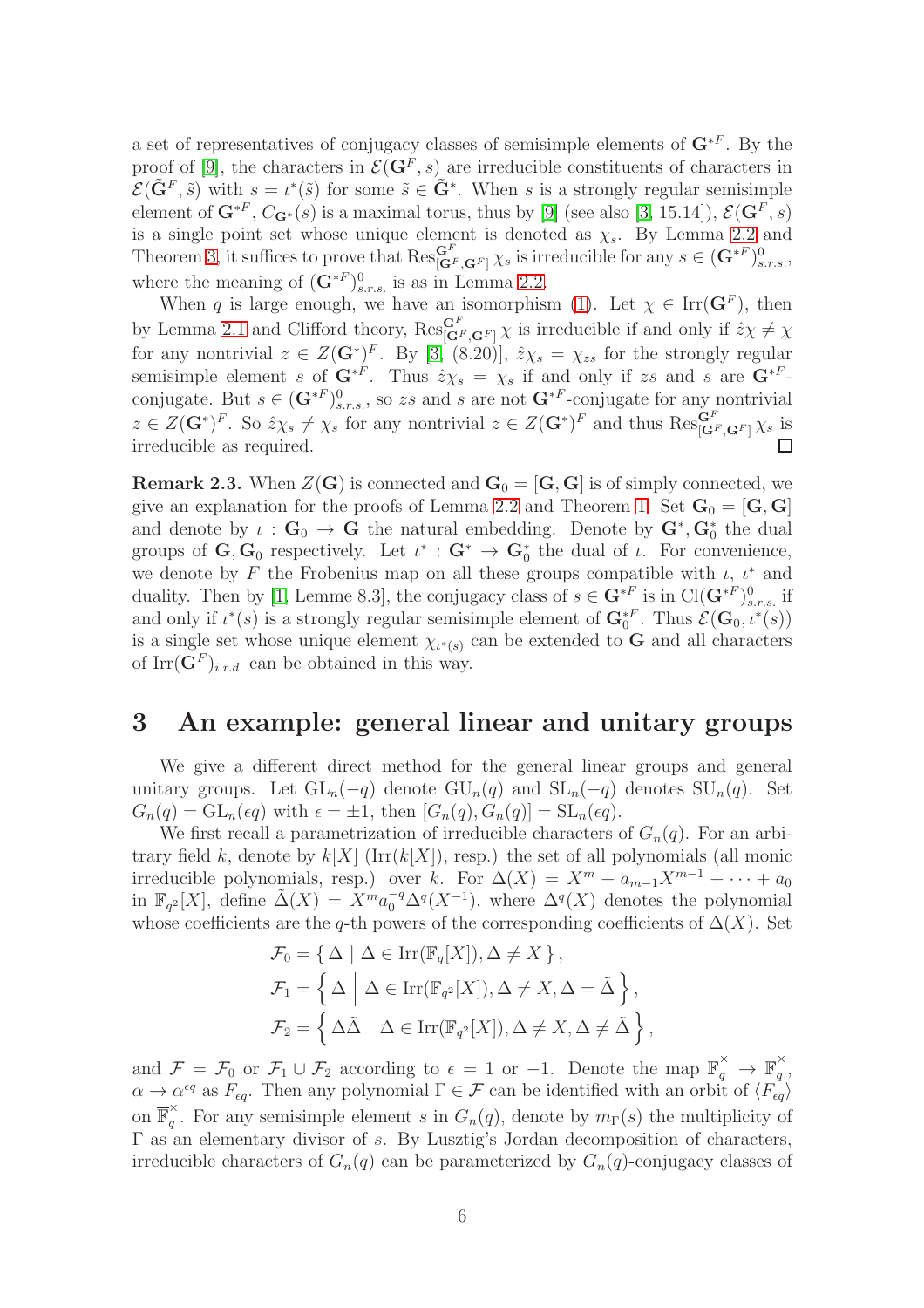a set of representatives of conjugacy classes of semisimple elements of $\mathbf{G}^{*F}$. By the proof of [9], the characters in $\mathcal{E}(\mathbf{G}^F, s)$ are irreducible constituents of characters in $\mathcal{E}(\tilde{\mathbf{G}}^F, \tilde{s})$ with $s = \iota^*(\tilde{s})$ for some $\tilde{s} \in \tilde{\mathbf{G}}^*$. When $s$ is a strongly regular semisimple element of $\mathbf{G}^{*F}$, $C_{\mathbf{G}^*}(s)$ is a maximal torus, thus by [9] (see also [3, 15.14]), $\mathcal{E}(\mathbf{G}^F, s)$ is a single point set whose unique element is denoted as $\chi_s$. By Lemma 2.2 and Theorem 3, it suffices to prove that $\mathrm{Res}^{\mathbf{G}^F}_{[\mathbf{G}^F,\mathbf{G}^F]} \chi_s$ is irreducible for any $s \in (\mathbf{G}^{*F})^0_{s.r.s.}$, where the meaning of $(\mathbf{G}^{*F})^0_{s.r.s.}$ is as in Lemma 2.2.

When $q$ is large enough, we have an isomorphism (1). Let $\chi \in \mathrm{Irr}(\mathbf{G}^F)$, then by Lemma 2.1 and Clifford theory, $\mathrm{Res}^{\mathbf{G}^F}_{[\mathbf{G}^F,\mathbf{G}^F]} \chi$ is irreducible if and only if $\hat{z}\chi \neq \chi$ for any nontrivial $z \in Z(\mathbf{G}^*)^F$. By [3, (8.20)], $\hat{z}\chi_s = \chi_{zs}$ for the strongly regular semisimple element $s$ of $\mathbf{G}^{*F}$. Thus $\hat{z}\chi_s = \chi_s$ if and only if $zs$ and $s$ are $\mathbf{G}^{*F}$-conjugate. But $s \in (\mathbf{G}^{*F})^0_{s.r.s.}$, so $zs$ and $s$ are not $\mathbf{G}^{*F}$-conjugate for any nontrivial $z \in Z(\mathbf{G}^*)^F$. So $\hat{z}\chi_s \neq \chi_s$ for any nontrivial $z \in Z(\mathbf{G}^*)^F$ and thus $\mathrm{Res}^{\mathbf{G}^F}_{[\mathbf{G}^F,\mathbf{G}^F]} \chi_s$ is irreducible as required. □

**Remark 2.3.** When $Z(\mathbf{G})$ is connected and $\mathbf{G}_0 = [\mathbf{G}, \mathbf{G}]$ is of simply connected, we give an explanation for the proofs of Lemma 2.2 and Theorem 1. Set $\mathbf{G}_0 = [\mathbf{G}, \mathbf{G}]$ and denote by $\iota : \mathbf{G}_0 \to \mathbf{G}$ the natural embedding. Denote by $\mathbf{G}^*, \mathbf{G}_0^*$ the dual groups of $\mathbf{G}, \mathbf{G}_0$ respectively. Let $\iota^* : \mathbf{G}^* \to \mathbf{G}_0^*$ the dual of $\iota$. For convenience, we denote by $F$ the Frobenius map on all these groups compatible with $\iota$, $\iota^*$ and duality. Then by [1, Lemme 8.3], the conjugacy class of $s \in \mathbf{G}^{*F}$ is in $\mathrm{Cl}(\mathbf{G}^{*F})^0_{s.r.s.}$ if and only if $\iota^*(s)$ is a strongly regular semisimple element of $\mathbf{G}_0^{*F}$. Thus $\mathcal{E}(\mathbf{G}_0, \iota^*(s))$ is a single set whose unique element $\chi_{\iota^*(s)}$ can be extended to $\mathbf{G}$ and all characters of $\mathrm{Irr}(\mathbf{G}^F)_{i.r.d.}$ can be obtained in this way.

# 3 An example: general linear and unitary groups

We give a different direct method for the general linear groups and general unitary groups. Let $\mathrm{GL}_n(-q)$ denote $\mathrm{GU}_n(q)$ and $\mathrm{SL}_n(-q)$ denotes $\mathrm{SU}_n(q)$. Set $G_n(q) = \mathrm{GL}_n(\epsilon q)$ with $\epsilon = \pm 1$, then $[G_n(q), G_n(q)] = \mathrm{SL}_n(\epsilon q)$.

We first recall a parametrization of irreducible characters of $G_n(q)$. For an arbitrary field $k$, denote by $k[X]$ ($\mathrm{Irr}(k[X])$, resp.) the set of all polynomials (all monic irreducible polynomials, resp.) over $k$. For $\Delta(X) = X^m + a_{m-1}X^{m-1} + \cdots + a_0$ in $\mathbb{F}_{q^2}[X]$, define $\tilde{\Delta}(X) = X^m a_0^{-q} \Delta^q(X^{-1})$, where $\Delta^q(X)$ denotes the polynomial whose coefficients are the $q$-th powers of the corresponding coefficients of $\Delta(X)$. Set

$$
\begin{aligned}
\mathcal{F}_0 &= \{ \Delta \mid \Delta \in \mathrm{Irr}(\mathbb{F}_q[X]), \Delta \neq X \}, \\
\mathcal{F}_1 &= \left\{ \Delta \,\middle|\, \Delta \in \mathrm{Irr}(\mathbb{F}_{q^2}[X]), \Delta \neq X, \Delta = \tilde{\Delta} \right\}, \\
\mathcal{F}_2 &= \left\{ \Delta\tilde{\Delta} \,\middle|\, \Delta \in \mathrm{Irr}(\mathbb{F}_{q^2}[X]), \Delta \neq X, \Delta \neq \tilde{\Delta} \right\},
\end{aligned}
$$

and $\mathcal{F} = \mathcal{F}_0$ or $\mathcal{F}_1 \cup \mathcal{F}_2$ according to $\epsilon = 1$ or $-1$. Denote the map $\overline{\mathbb{F}}_q^\times \to \overline{\mathbb{F}}_q^\times$, $\alpha \to \alpha^{\epsilon q}$ as $F_{\epsilon q}$. Then any polynomial $\Gamma \in \mathcal{F}$ can be identified with an orbit of $\langle F_{\epsilon q} \rangle$ on $\overline{\mathbb{F}}_q^\times$. For any semisimple element $s$ in $G_n(q)$, denote by $m_\Gamma(s)$ the multiplicity of $\Gamma$ as an elementary divisor of $s$. By Lusztig's Jordan decomposition of characters, irreducible characters of $G_n(q)$ can be parameterized by $G_n(q)$-conjugacy classes of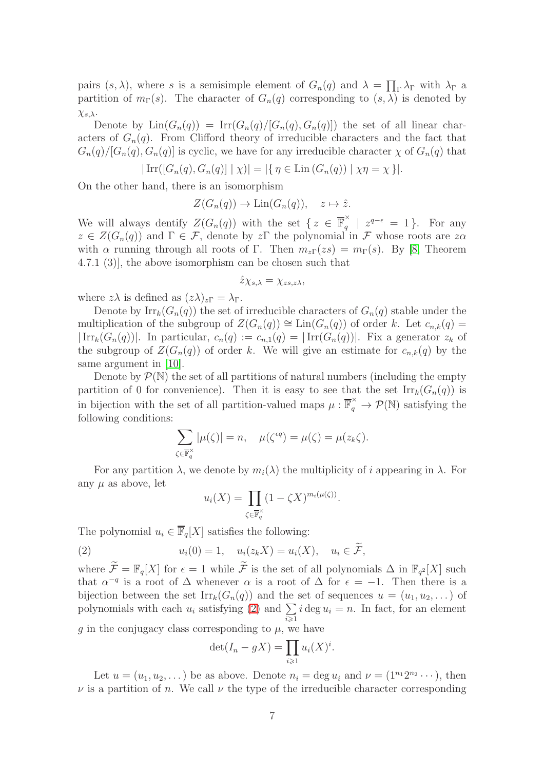pairs $(s, \lambda)$, where $s$ is a semisimple element of $G_n(q)$ and $\lambda = \prod_\Gamma \lambda_\Gamma$ with $\lambda_\Gamma$ a partition of $m_\Gamma(s)$. The character of $G_n(q)$ corresponding to $(s, \lambda)$ is denoted by $\chi_{s,\lambda}$.

Denote by $\mathrm{Lin}(G_n(q)) = \mathrm{Irr}(G_n(q)/[G_n(q), G_n(q)])$ the set of all linear characters of $G_n(q)$. From Clifford theory of irreducible characters and the fact that $G_n(q)/[G_n(q), G_n(q)]$ is cyclic, we have for any irreducible character $\chi$ of $G_n(q)$ that

$$|\mathrm{Irr}([G_n(q), G_n(q)] \mid \chi)| = |\{ \eta \in \mathrm{Lin}\,(G_n(q)) \mid \chi\eta = \chi \}|.$$

On the other hand, there is an isomorphism

$$Z(G_n(q)) \to \mathrm{Lin}(G_n(q)), \quad z \mapsto \hat{z}.$$

We will always dentify $Z(G_n(q))$ with the set $\{ z \in \overline{\mathbb{F}}_q^\times \mid z^{q-\epsilon} = 1 \}$. For any $z \in Z(G_n(q))$ and $\Gamma \in \mathcal{F}$, denote by $z\Gamma$ the polynomial in $\mathcal{F}$ whose roots are $z\alpha$ with $\alpha$ running through all roots of $\Gamma$. Then $m_{z\Gamma}(zs) = m_\Gamma(s)$. By [8, Theorem 4.7.1 (3)], the above isomorphism can be chosen such that

$$\hat{z}\chi_{s,\lambda} = \chi_{zs,z\lambda},$$

where $z\lambda$ is defined as $(z\lambda)_{z\Gamma} = \lambda_\Gamma$.

Denote by $\mathrm{Irr}_k(G_n(q))$ the set of irreducible characters of $G_n(q)$ stable under the multiplication of the subgroup of $Z(G_n(q)) \cong \mathrm{Lin}(G_n(q))$ of order $k$. Let $c_{n,k}(q) = |\mathrm{Irr}_k(G_n(q))|$. In particular, $c_n(q) := c_{n,1}(q) = |\mathrm{Irr}(G_n(q))|$. Fix a generator $z_k$ of the subgroup of $Z(G_n(q))$ of order $k$. We will give an estimate for $c_{n,k}(q)$ by the same argument in [10].

Denote by $\mathcal{P}(\mathbb{N})$ the set of all partitions of natural numbers (including the empty partition of 0 for convenience). Then it is easy to see that the set $\mathrm{Irr}_k(G_n(q))$ is in bijection with the set of all partition-valued maps $\mu : \overline{\mathbb{F}}_q^\times \to \mathcal{P}(\mathbb{N})$ satisfying the following conditions:

$$\sum_{\zeta \in \overline{\mathbb{F}}_q^\times} |\mu(\zeta)| = n, \quad \mu(\zeta^{\epsilon q}) = \mu(\zeta) = \mu(z_k\zeta).$$

For any partition $\lambda$, we denote by $m_i(\lambda)$ the multiplicity of $i$ appearing in $\lambda$. For any $\mu$ as above, let

$$u_i(X) = \prod_{\zeta \in \overline{\mathbb{F}}_q^\times} (1 - \zeta X)^{m_i(\mu(\zeta))}.$$

The polynomial $u_i \in \overline{\mathbb{F}}_q[X]$ satisfies the following:

$$u_i(0) = 1, \quad u_i(z_k X) = u_i(X), \quad u_i \in \widetilde{\mathcal{F}}, \tag{2}$$

where $\widetilde{\mathcal{F}} = \mathbb{F}_q[X]$ for $\epsilon = 1$ while $\widetilde{\mathcal{F}}$ is the set of all polynomials $\Delta$ in $\mathbb{F}_{q^2}[X]$ such that $\alpha^{-q}$ is a root of $\Delta$ whenever $\alpha$ is a root of $\Delta$ for $\epsilon = -1$. Then there is a bijection between the set $\mathrm{Irr}_k(G_n(q))$ and the set of sequences $u = (u_1, u_2, \dots)$ of polynomials with each $u_i$ satisfying (2) and $\sum_{i \geqslant 1} i \deg u_i = n$. In fact, for an element $g$ in the conjugacy class corresponding to $\mu$, we have

$$\det(I_n - gX) = \prod_{i \geqslant 1} u_i(X)^i.$$

Let $u = (u_1, u_2, \dots)$ be as above. Denote $n_i = \deg u_i$ and $\nu = (1^{n_1}2^{n_2}\cdots)$, then $\nu$ is a partition of $n$. We call $\nu$ the type of the irreducible character corresponding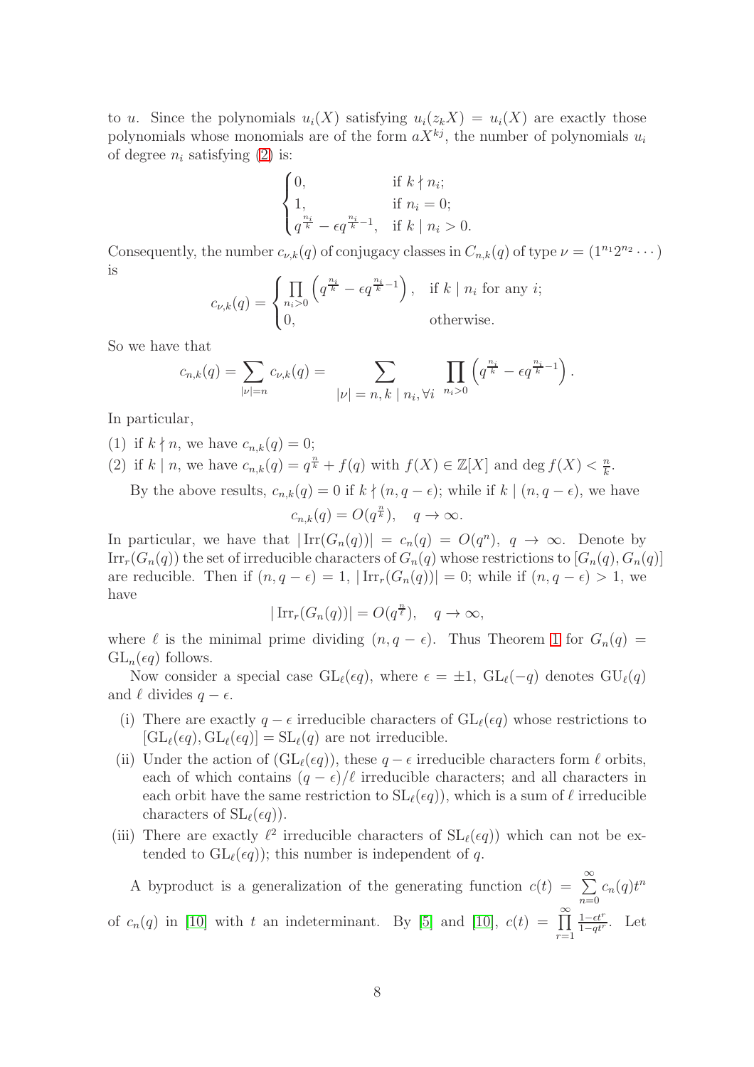to $u$. Since the polynomials $u_i(X)$ satisfying $u_i(z_kX) = u_i(X)$ are exactly those polynomials whose monomials are of the form $aX^{kj}$, the number of polynomials $u_i$ of degree $n_i$ satisfying (2) is:

$$\begin{cases} 0, & \text{if } k \nmid n_i; \\ 1, & \text{if } n_i = 0; \\ q^{\frac{n_i}{k}} - \epsilon q^{\frac{n_i}{k}-1}, & \text{if } k \mid n_i > 0. \end{cases}$$

Consequently, the number $c_{\nu,k}(q)$ of conjugacy classes in $C_{n,k}(q)$ of type $\nu = (1^{n_1}2^{n_2}\cdots)$ is

$$c_{\nu,k}(q) = \begin{cases} \prod\limits_{n_i>0} \left(q^{\frac{n_i}{k}} - \epsilon q^{\frac{n_i}{k}-1}\right), & \text{if } k \mid n_i \text{ for any } i; \\ 0, & \text{otherwise.} \end{cases}$$

So we have that

$$c_{n,k}(q) = \sum_{|\nu|=n} c_{\nu,k}(q) = \sum_{|\nu|=n,\, k \mid n_i, \forall i} \prod_{n_i>0} \left(q^{\frac{n_i}{k}} - \epsilon q^{\frac{n_i}{k}-1}\right).$$

In particular,

(1) if $k \nmid n$, we have $c_{n,k}(q) = 0$;

(2) if $k \mid n$, we have $c_{n,k}(q) = q^{\frac{n}{k}} + f(q)$ with $f(X) \in \mathbb{Z}[X]$ and $\deg f(X) < \frac{n}{k}$.

By the above results, $c_{n,k}(q) = 0$ if $k \nmid (n, q-\epsilon)$; while if $k \mid (n, q-\epsilon)$, we have

$$c_{n,k}(q) = O(q^{\frac{n}{k}}), \quad q \to \infty.$$

In particular, we have that $|\operatorname{Irr}(G_n(q))| = c_n(q) = O(q^n)$, $q \to \infty$. Denote by $\operatorname{Irr}_r(G_n(q))$ the set of irreducible characters of $G_n(q)$ whose restrictions to $[G_n(q), G_n(q)]$ are reducible. Then if $(n, q-\epsilon) = 1$, $|\operatorname{Irr}_r(G_n(q))| = 0$; while if $(n, q-\epsilon) > 1$, we have

$$|\operatorname{Irr}_r(G_n(q))| = O(q^{\frac{n}{\ell}}), \quad q \to \infty,$$

where $\ell$ is the minimal prime dividing $(n, q-\epsilon)$. Thus Theorem 1 for $G_n(q) = \mathrm{GL}_n(\epsilon q)$ follows.

Now consider a special case $\mathrm{GL}_\ell(\epsilon q)$, where $\epsilon = \pm 1$, $\mathrm{GL}_\ell(-q)$ denotes $\mathrm{GU}_\ell(q)$ and $\ell$ divides $q - \epsilon$.

(i) There are exactly $q - \epsilon$ irreducible characters of $\mathrm{GL}_\ell(\epsilon q)$ whose restrictions to $[\mathrm{GL}_\ell(\epsilon q), \mathrm{GL}_\ell(\epsilon q)] = \mathrm{SL}_\ell(q)$ are not irreducible.

(ii) Under the action of $(\mathrm{GL}_\ell(\epsilon q))$, these $q - \epsilon$ irreducible characters form $\ell$ orbits, each of which contains $(q-\epsilon)/\ell$ irreducible characters; and all characters in each orbit have the same restriction to $\mathrm{SL}_\ell(\epsilon q))$, which is a sum of $\ell$ irreducible characters of $\mathrm{SL}_\ell(\epsilon q))$.

(iii) There are exactly $\ell^2$ irreducible characters of $\mathrm{SL}_\ell(\epsilon q))$ which can not be extended to $\mathrm{GL}_\ell(\epsilon q))$; this number is independent of $q$.

A byproduct is a generalization of the generating function $c(t) = \sum\limits_{n=0}^{\infty} c_n(q)t^n$ of $c_n(q)$ in [10] with $t$ an indeterminant. By [5] and [10], $c(t) = \prod\limits_{r=1}^{\infty} \frac{1-\epsilon t^r}{1-qt^r}$. Let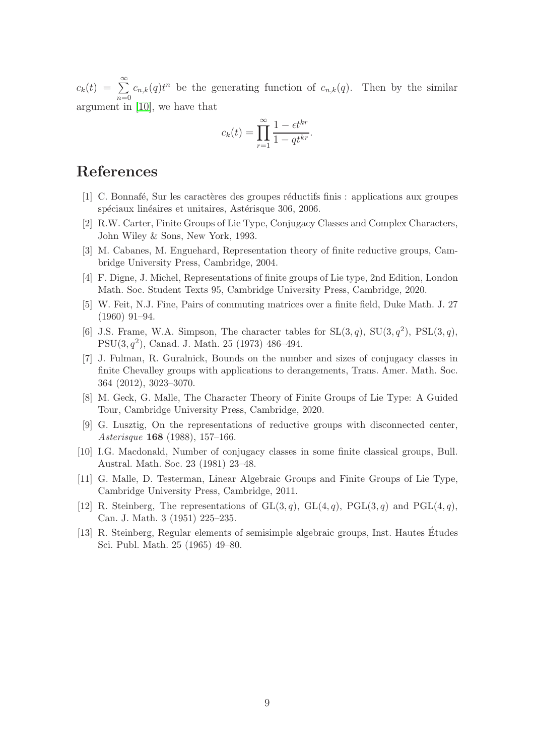$c_k(t) = \sum_{n=0}^{\infty} c_{n,k}(q)t^n$ be the generating function of $c_{n,k}(q)$. Then by the similar argument in [10], we have that

$$c_k(t) = \prod_{r=1}^{\infty} \frac{1 - \epsilon t^{kr}}{1 - qt^{kr}}.$$

# References

[1] C. Bonnafé, Sur les caractères des groupes réductifs finis : applications aux groupes spéciaux linéaires et unitaires, Astérisque 306, 2006.

[2] R.W. Carter, Finite Groups of Lie Type, Conjugacy Classes and Complex Characters, John Wiley & Sons, New York, 1993.

[3] M. Cabanes, M. Enguehard, Representation theory of finite reductive groups, Cambridge University Press, Cambridge, 2004.

[4] F. Digne, J. Michel, Representations of finite groups of Lie type, 2nd Edition, London Math. Soc. Student Texts 95, Cambridge University Press, Cambridge, 2020.

[5] W. Feit, N.J. Fine, Pairs of commuting matrices over a finite field, Duke Math. J. 27 (1960) 91–94.

[6] J.S. Frame, W.A. Simpson, The character tables for $\mathrm{SL}(3,q)$, $\mathrm{SU}(3,q^2)$, $\mathrm{PSL}(3,q)$, $\mathrm{PSU}(3,q^2)$, Canad. J. Math. 25 (1973) 486–494.

[7] J. Fulman, R. Guralnick, Bounds on the number and sizes of conjugacy classes in finite Chevalley groups with applications to derangements, Trans. Amer. Math. Soc. 364 (2012), 3023–3070.

[8] M. Geck, G. Malle, The Character Theory of Finite Groups of Lie Type: A Guided Tour, Cambridge University Press, Cambridge, 2020.

[9] G. Lusztig, On the representations of reductive groups with disconnected center, *Asterisque* **168** (1988), 157–166.

[10] I.G. Macdonald, Number of conjugacy classes in some finite classical groups, Bull. Austral. Math. Soc. 23 (1981) 23–48.

[11] G. Malle, D. Testerman, Linear Algebraic Groups and Finite Groups of Lie Type, Cambridge University Press, Cambridge, 2011.

[12] R. Steinberg, The representations of $\mathrm{GL}(3,q)$, $\mathrm{GL}(4,q)$, $\mathrm{PGL}(3,q)$ and $\mathrm{PGL}(4,q)$, Can. J. Math. 3 (1951) 225–235.

[13] R. Steinberg, Regular elements of semisimple algebraic groups, Inst. Hautes Études Sci. Publ. Math. 25 (1965) 49–80.